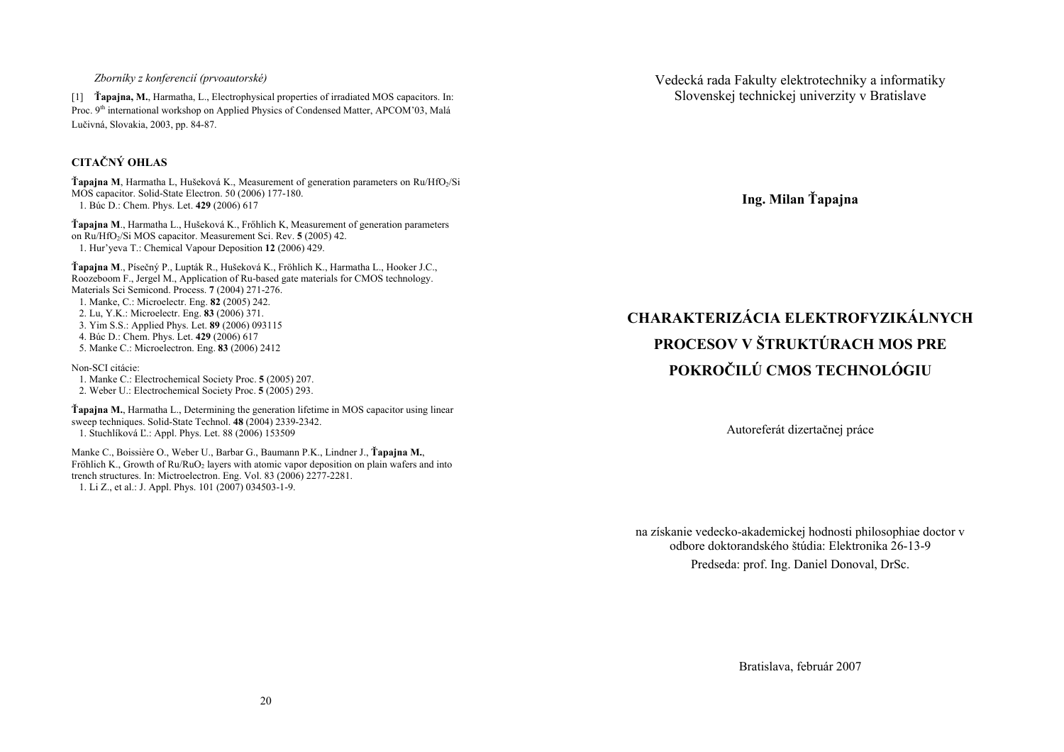*Zborníky z konferencií (prvoautorské)*

[1] **Ťapajna, M.**, Harmatha, L., Electrophysical properties of irradiated MOS capacitors. In: Proc. 9th international workshop on Applied Physics of Condensed Matter, APCOM'03, Malá Lučivná, Slovakia, 2003, pp. 84-87.

## CITAČNÝ OHLAS

**Ťapajna M**, Harmatha L, Hušeková K., Measurement of generation parameters on Ru/$HfO_2$/Si MOS capacitor. Solid-State Electron. 50 (2006) 177-180.
1. Búc D.: Chem. Phys. Let. **429** (2006) 617

**Ťapajna M**., Harmatha L., Hušeková K., Frőhlich K, Measurement of generation parameters on Ru/$HfO_2$/Si MOS capacitor. Measurement Sci. Rev. **5** (2005) 42.
1. Hur'yeva T.: Chemical Vapour Deposition **12** (2006) 429.

**Ťapajna M**., Písečný P., Lupták R., Hušeková K., Fröhlich K., Harmatha L., Hooker J.C., Roozeboom F., Jergel M., Application of Ru-based gate materials for CMOS technology. Materials Sci Semicond. Process. **7** (2004) 271-276.
1. Manke, C.: Microelectr. Eng. **82** (2005) 242.
2. Lu, Y.K.: Microelectr. Eng. **83** (2006) 371.
3. Yim S.S.: Applied Phys. Let. **89** (2006) 093115
4. Búc D.: Chem. Phys. Let. **429** (2006) 617
5. Manke C.: Microelectron. Eng. **83** (2006) 2412

Non-SCI citácie:
1. Manke C.: Electrochemical Society Proc. **5** (2005) 207.
2. Weber U.: Electrochemical Society Proc. **5** (2005) 293.

**Ťapajna M.**, Harmatha L., Determining the generation lifetime in MOS capacitor using linear sweep techniques. Solid-State Technol. **48** (2004) 2339-2342.
1. Stuchlíková Ľ.: Appl. Phys. Let. 88 (2006) 153509

Manke C., Boissière O., Weber U., Barbar G., Baumann P.K., Lindner J., **Ťapajna M.**, Fröhlich K., Growth of Ru/$RuO_2$ layers with atomic vapor deposition on plain wafers and into trench structures. In: Mictroelectron. Eng. Vol. 83 (2006) 2277-2281.
1. Li Z., et al.: J. Appl. Phys. 101 (2007) 034503-1-9.

Vedecká rada Fakulty elektrotechniky a informatiky Slovenskej technickej univerzity v Bratislave

**Ing. Milan Ťapajna**

# CHARAKTERIZÁCIA ELEKTROFYZIKÁLNYCH PROCESOV V ŠTRUKTÚRACH MOS PRE POKROČILÚ CMOS TECHNOLÓGIU

Autoreferát dizertačnej práce

na získanie vedecko-akademickej hodnosti philosophiae doctor v odbore doktorandského štúdia: Elektronika 26-13-9

Predseda: prof. Ing. Daniel Donoval, DrSc.

Bratislava, február 2007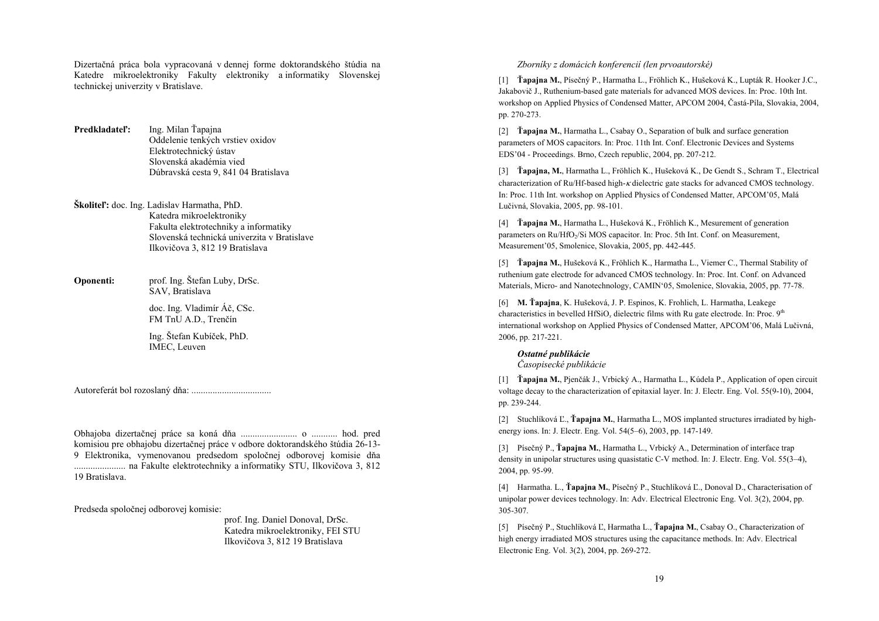Dizertačná práca bola vypracovaná v dennej forme doktorandského štúdia na Katedre mikroelektroniky Fakulty elektroniky a informatiky Slovenskej technickej univerzity v Bratislave.

**Predkladateľ:** Ing. Milan Ťapajna
Oddelenie tenkých vrstiev oxidov
Elektrotechnický ústav
Slovenská akadémia vied
Dúbravská cesta 9, 841 04 Bratislava

**Školiteľ:** doc. Ing. Ladislav Harmatha, PhD.
Katedra mikroelektroniky
Fakulta elektrotechniky a informatiky
Slovenská technická univerzita v Bratislave
Ilkovičova 3, 812 19 Bratislava

**Oponenti:** prof. Ing. Štefan Luby, DrSc.
SAV, Bratislava

doc. Ing. Vladimír Áč, CSc.
FM TnU A.D., Trenčín

Ing. Štefan Kubíček, PhD.
IMEC, Leuven

Autoreferát bol rozoslaný dňa: ..................................

Obhajoba dizertačnej práce sa koná dňa ........................ o ........... hod. pred komisiou pre obhajobu dizertačnej práce v odbore doktorandského štúdia 26-13-9 Elektronika, vymenovanou predsedom spoločnej odborovej komisie dňa ...................... na Fakulte elektrotechniky a informatiky STU, Ilkovičova 3, 812 19 Bratislava.

Predseda spoločnej odborovej komisie:

prof. Ing. Daniel Donoval, DrSc.
Katedra mikroelektroniky, FEI STU
Ilkovičova 3, 812 19 Bratislava

*Zborníky z domácich konferencií (len prvoautorské)*

[1] **Ťapajna M.**, Písečný P., Harmatha L., Fröhlich K., Hušeková K., Lupták R. Hooker J.C., Jakabovič J., Ruthenium-based gate materials for advanced MOS devices. In: Proc. 10th Int. workshop on Applied Physics of Condensed Matter, APCOM 2004, Častá-Píla, Slovakia, 2004, pp. 270-273.

[2] **Ťapajna M.**, Harmatha L., Csabay O., Separation of bulk and surface generation parameters of MOS capacitors. In: Proc. 11th Int. Conf. Electronic Devices and Systems EDS'04 - Proceedings. Brno, Czech republic, 2004, pp. 207-212.

[3] **Ťapajna, M.**, Harmatha L., Fröhlich K., Hušeková K., De Gendt S., Schram T., Electrical characterization of Ru/Hf-based high-$\kappa$ dielectric gate stacks for advanced CMOS technology. In: Proc. 11th Int. workshop on Applied Physics of Condensed Matter, APCOM'05, Malá Lučivná, Slovakia, 2005, pp. 98-101.

[4] **Ťapajna M.**, Harmatha L., Hušeková K., Fröhlich K., Mesurement of generation parameters on Ru/$HfO_2$/Si MOS capacitor. In: Proc. 5th Int. Conf. on Measurement, Measurement'05, Smolenice, Slovakia, 2005, pp. 442-445.

[5] **Ťapajna M.**, Hušeková K., Fröhlich K., Harmatha L., Viemer C., Thermal Stability of ruthenium gate electrode for advanced CMOS technology. In: Proc. Int. Conf. on Advanced Materials, Micro- and Nanotechnology, CAMIN'05, Smolenice, Slovakia, 2005, pp. 77-78.

[6] **M. Ťapajna**, K. Hušeková, J. P. Espinos, K. Frohlich, L. Harmatha, Leakege characteristics in bevelled $HfSiO_x$ dielectric films with Ru gate electrode. In: Proc. 9th international workshop on Applied Physics of Condensed Matter, APCOM'06, Malá Lučivná, 2006, pp. 217-221.

***Ostatné publikácie***

*Časopisecké publikácie*

[1] **Ťapajna M.**, Pjenčák J., Vrbický A., Harmatha L., Kúdela P., Application of open circuit voltage decay to the characterization of epitaxial layer. In: J. Electr. Eng. Vol. 55(9-10), 2004, pp. 239-244.

[2] Stuchlíková Ľ., **Ťapajna M.**, Harmatha L., MOS implanted structures irradiated by high-energy ions. In: J. Electr. Eng. Vol. 54(5–6), 2003, pp. 147-149.

[3] Písečný P., **Ťapajna M.**, Harmatha L., Vrbický A., Determination of interface trap density in unipolar structures using quasistatic C-V method. In: J. Electr. Eng. Vol. 55(3–4), 2004, pp. 95-99.

[4] Harmatha. L., **Ťapajna M.**, Písečný P., Stuchlíková Ľ., Donoval D., Characterisation of unipolar power devices technology. In: Adv. Electrical Electronic Eng. Vol. 3(2), 2004, pp. 305-307.

[5] Písečný P., Stuchlíková Ľ, Harmatha L., **Ťapajna M.**, Csabay O., Characterization of high energy irradiated MOS structures using the capacitance methods. In: Adv. Electrical Electronic Eng. Vol. 3(2), 2004, pp. 269-272.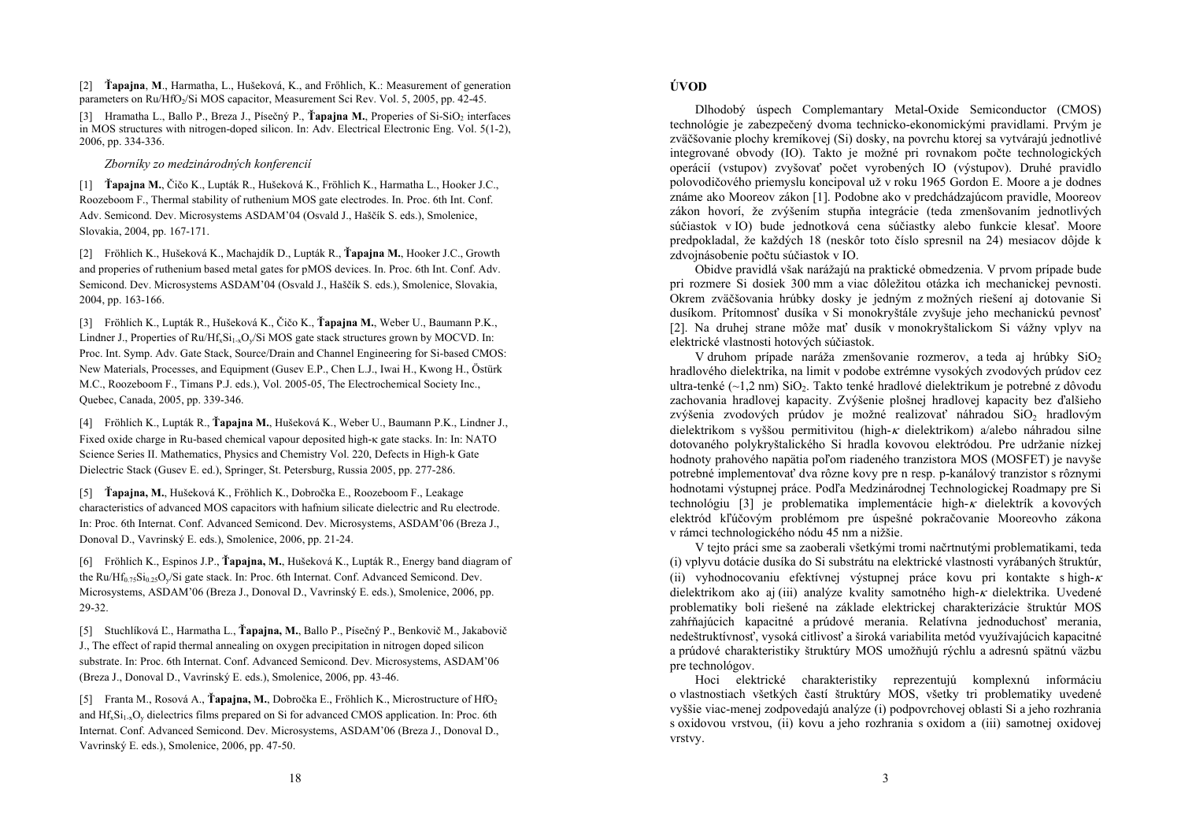[2] **Ťapajna**, **M**., Harmatha, L., Hušeková, K., and Frőhlich, K.: Measurement of generation parameters on Ru/$HfO_2$/Si MOS capacitor, Measurement Sci Rev. Vol. 5, 2005, pp. 42-45.

[3] Hramatha L., Ballo P., Breza J., Písečný P., **Ťapajna M.**, Properies of Si-$SiO_2$ interfaces in MOS structures with nitrogen-doped silicon. In: Adv. Electrical Electronic Eng. Vol. 5(1-2), 2006, pp. 334-336.

*Zborníky zo medzinárodných konferencií*

[1] **Ťapajna M.**, Čičo K., Lupták R., Hušeková K., Fröhlich K., Harmatha L., Hooker J.C., Roozeboom F., Thermal stability of ruthenium MOS gate electrodes. In. Proc. 6th Int. Conf. Adv. Semicond. Dev. Microsystems ASDAM'04 (Osvald J., Haščík S. eds.), Smolenice, Slovakia, 2004, pp. 167-171.

[2] Fröhlich K., Hušeková K., Machajdík D., Lupták R., **Ťapajna M.**, Hooker J.C., Growth and properies of ruthenium based metal gates for pMOS devices. In. Proc. 6th Int. Conf. Adv. Semicond. Dev. Microsystems ASDAM'04 (Osvald J., Haščík S. eds.), Smolenice, Slovakia, 2004, pp. 163-166.

[3] Fröhlich K., Lupták R., Hušeková K., Čičo K., **Ťapajna M.**, Weber U., Baumann P.K., Lindner J., Properties of Ru/$Hf_xSi_{1-x}O_y$/Si MOS gate stack structures grown by MOCVD. In: Proc. Int. Symp. Adv. Gate Stack, Source/Drain and Channel Engineering for Si-based CMOS: New Materials, Processes, and Equipment (Gusev E.P., Chen L.J., Iwai H., Kwong H., Östürk M.C., Roozeboom F., Timans P.J. eds.), Vol. 2005-05, The Electrochemical Society Inc., Quebec, Canada, 2005, pp. 339-346.

[4] Fröhlich K., Lupták R., **Ťapajna M.**, Hušeková K., Weber U., Baumann P.K., Lindner J., Fixed oxide charge in Ru-based chemical vapour deposited high-$\kappa$ gate stacks. In: In: NATO Science Series II. Mathematics, Physics and Chemistry Vol. 220, Defects in High-k Gate Dielectric Stack (Gusev E. ed.), Springer, St. Petersburg, Russia 2005, pp. 277-286.

[5] **Ťapajna, M.**, Hušeková K., Fröhlich K., Dobročka E., Roozeboom F., Leakage characteristics of advanced MOS capacitors with hafnium silicate dielectric and Ru electrode. In: Proc. 6th Internat. Conf. Advanced Semicond. Dev. Microsystems, ASDAM'06 (Breza J., Donoval D., Vavrinský E. eds.), Smolenice, 2006, pp. 21-24.

[6] Fröhlich K., Espinos J.P., **Ťapajna, M.**, Hušeková K., Lupták R., Energy band diagram of the Ru/$Hf_{0.75}Si_{0.25}O_y$/Si gate stack. In: Proc. 6th Internat. Conf. Advanced Semicond. Dev. Microsystems, ASDAM'06 (Breza J., Donoval D., Vavrinský E. eds.), Smolenice, 2006, pp. 29-32.

[5] Stuchlíková Ľ., Harmatha L., **Ťapajna, M.**, Ballo P., Písečný P., Benkovič M., Jakabovič J., The effect of rapid thermal annealing on oxygen precipitation in nitrogen doped silicon substrate. In: Proc. 6th Internat. Conf. Advanced Semicond. Dev. Microsystems, ASDAM'06 (Breza J., Donoval D., Vavrinský E. eds.), Smolenice, 2006, pp. 43-46.

[5] Franta M., Rosová A., **Ťapajna, M.**, Dobročka E., Fröhlich K., Microstructure of $HfO_2$ and $Hf_xSi_{1-x}O_y$ dielectrics films prepared on Si for advanced CMOS application. In: Proc. 6th Internat. Conf. Advanced Semicond. Dev. Microsystems, ASDAM'06 (Breza J., Donoval D., Vavrinský E. eds.), Smolenice, 2006, pp. 47-50.

## ÚVOD

Dlhodobý úspech Complemantary Metal-Oxide Semiconductor (CMOS) technológie je zabezpečený dvoma technicko-ekonomickými pravidlami. Prvým je zväčšovanie plochy kremíkovej (Si) dosky, na povrchu ktorej sa vytvárajú jednotlivé integrované obvody (IO). Takto je možné pri rovnakom počte technologických operácií (vstupov) zvyšovať počet vyrobených IO (výstupov). Druhé pravidlo polovodičového priemyslu koncipoval už v roku 1965 Gordon E. Moore a je dodnes známe ako Mooreov zákon [1]. Podobne ako v predchádzajúcom pravidle, Mooreov zákon hovorí, že zvýšením stupňa integrácie (teda zmenšovaním jednotlivých súčiastok v IO) bude jednotková cena súčiastky alebo funkcie klesať. Moore predpokladal, že každých 18 (neskôr toto číslo spresnil na 24) mesiacov dôjde k zdvojnásobenie počtu súčiastok v IO.

Obidve pravidlá však narážajú na praktické obmedzenia. V prvom prípade bude pri rozmere Si dosiek 300 mm a viac dôležitou otázka ich mechanickej pevnosti. Okrem zväčšovania hrúbky dosky je jedným z možných riešení aj dotovanie Si dusíkom. Prítomnosť dusíka v Si monokryštále zvyšuje jeho mechanickú pevnosť [2]. Na druhej strane môže mať dusík v monokryštalickom Si vážny vplyv na elektrické vlastnosti hotových súčiastok.

V druhom prípade naráža zmenšovanie rozmerov, a teda aj hrúbky $SiO_2$ hradlového dielektrika, na limit v podobe extrémne vysokých zvodových prúdov cez ultra-tenké (~1,2 nm) $SiO_2$. Takto tenké hradlové dielektrikum je potrebné z dôvodu zachovania hradlovej kapacity. Zvýšenie plošnej hradlovej kapacity bez ďalšieho zvýšenia zvodových prúdov je možné realizovať náhradou $SiO_2$ hradlovým dielektrikom s vyššou permitivitou (high-$\kappa$ dielektrikom) a/alebo náhradou silne dotovaného polykryštalického Si hradla kovovou elektródou. Pre udržanie nízkej hodnoty prahového napätia poľom riadeného tranzistora MOS (MOSFET) je navyše potrebné implementovať dva rôzne kovy pre n resp. p-kanálový tranzistor s rôznymi hodnotami výstupnej práce. Podľa Medzinárodnej Technologickej Roadmapy pre Si technológiu [3] je problematika implementácie high-$\kappa$ dielektrík a kovových elektród kľúčovým problémom pre úspešné pokračovanie Mooreovho zákona v rámci technologického nódu 45 nm a nižšie.

V tejto práci sme sa zaoberali všetkými tromi načrtnutými problematikami, teda (i) vplyvu dotácie dusíka do Si substrátu na elektrické vlastnosti vyrábaných štruktúr, (ii) vyhodnocovaniu efektívnej výstupnej práce kovu pri kontakte s high-$\kappa$ dielektrikom ako aj (iii) analýze kvality samotného high-$\kappa$ dielektrika. Uvedené problematiky boli riešené na základe elektrickej charakterizácie štruktúr MOS zahŕňajúcich kapacitné a prúdové merania. Relatívna jednoduchosť merania, nedeštruktívnosť, vysoká citlivosť a široká variabilita metód využívajúcich kapacitné a prúdové charakteristiky štruktúry MOS umožňujú rýchlu a adresnú spätnú väzbu pre technológov.

Hoci elektrické charakteristiky reprezentujú komplexnú informáciu o vlastnostiach všetkých častí štruktúry MOS, všetky tri problematiky uvedené vyššie viac-menej zodpovedajú analýze (i) podpovrchovej oblasti Si a jeho rozhrania s oxidovou vrstvou, (ii) kovu a jeho rozhrania s oxidom a (iii) samotnej oxidovej vrstvy.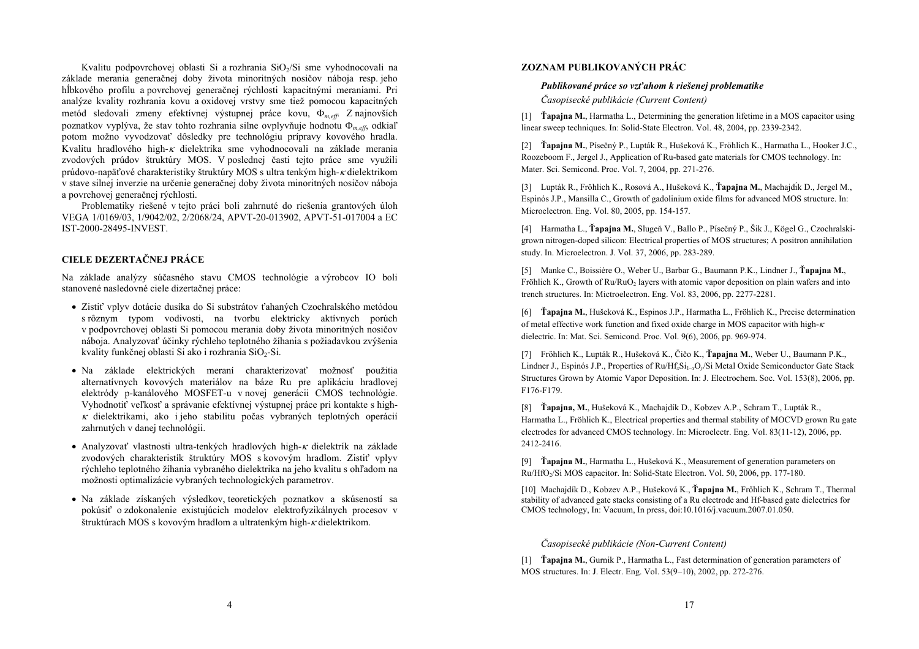Kvalitu podpovrchovej oblasti Si a rozhrania $SiO_2$/Si sme vyhodnocovali na základe merania generačnej doby života minoritných nosičov náboja resp. jeho hĺbkového profilu a povrchovej generačnej rýchlosti kapacitnými meraniami. Pri analýze kvality rozhrania kovu a oxidovej vrstvy sme tiež pomocou kapacitných metód sledovali zmeny efektívnej výstupnej práce kovu, $\Phi_{m,eff}$. Z najnovších poznatkov vyplýva, že stav tohto rozhrania silne ovplyvňuje hodnotu $\Phi_{m,eff}$, odkiaľ potom možno vyvodzovať dôsledky pre technológiu prípravy kovového hradla. Kvalitu hradlového high-$\kappa$ dielektrika sme vyhodnocovali na základe merania zvodových prúdov štruktúry MOS. V poslednej časti tejto práce sme využili prúdovo-napäťové charakteristiky štruktúry MOS s ultra tenkým high-$\kappa$ dielektrikom v stave silnej inverzie na určenie generačnej doby života minoritných nosičov náboja a povrchovej generačnej rýchlosti.

Problematiky riešené v tejto práci boli zahrnuté do riešenia grantových úloh VEGA 1/0169/03, 1/9042/02, 2/2068/24, APVT-20-013902, APVT-51-017004 a EC IST-2000-28495-INVEST.

## CIELE DEZERTAČNEJ PRÁCE

Na základe analýzy súčasného stavu CMOS technológie a výrobcov IO boli stanovené nasledovné ciele dizertačnej práce:

- Zistiť vplyv dotácie dusíka do Si substrátov ťahaných Czochralského metódou s rôznym typom vodivosti, na tvorbu elektricky aktívnych porúch v podpovrchovej oblasti Si pomocou merania doby života minoritných nosičov náboja. Analyzovať účinky rýchleho teplotného žíhania s požiadavkou zvýšenia kvality funkčnej oblasti Si ako i rozhrania $SiO_2$-Si.
- Na základe elektrických meraní charakterizovať možnosť použitia alternatívnych kovových materiálov na báze Ru pre aplikáciu hradlovej elektródy p-kanálového MOSFET-u v novej generácii CMOS technológie. Vyhodnotiť veľkosť a správanie efektívnej výstupnej práce pri kontakte s high-$\kappa$ dielektrikami, ako i jeho stabilitu počas vybraných teplotných operácií zahrnutých v danej technológii.
- Analyzovať vlastnosti ultra-tenkých hradlových high-$\kappa$ dielektrík na základe zvodových charakteristík štruktúry MOS s kovovým hradlom. Zistiť vplyv rýchleho teplotného žíhania vybraného dielektrika na jeho kvalitu s ohľadom na možnosti optimalizácie vybraných technologických parametrov.
- Na základe získaných výsledkov, teoretických poznatkov a skúseností sa pokúsiť o zdokonalenie existujúcich modelov elektrofyzikálnych procesov v štruktúrach MOS s kovovým hradlom a ultratenkým high-$\kappa$ dielektrikom.

## ZOZNAM PUBLIKOVANÝCH PRÁC

### *Publikované práce so vzťahom k riešenej problematike*

*Časopisecké publikácie (Current Content)*

[1] **Ťapajna M.**, Harmatha L., Determining the generation lifetime in a MOS capacitor using linear sweep techniques. In: Solid-State Electron. Vol. 48, 2004, pp. 2339-2342.

[2] **Ťapajna M.**, Písečný P., Lupták R., Hušeková K., Fröhlich K., Harmatha L., Hooker J.C., Roozeboom F., Jergel J., Application of Ru-based gate materials for CMOS technology. In: Mater. Sci. Semicond. Proc. Vol. 7, 2004, pp. 271-276.

[3] Lupták R., Fröhlich K., Rosová A., Hušeková K., **Ťapajna M.**, Machajdík D., Jergel M., Espinós J.P., Mansilla C., Growth of gadolinium oxide films for advanced MOS structure. In: Microelectron. Eng. Vol. 80, 2005, pp. 154-157.

[4] Harmatha L., **Ťapajna M.**, Slugeň V., Ballo P., Písečný P., Šik J., Kögel G., Czochralski-grown nitrogen-doped silicon: Electrical properties of MOS structures; A positron annihilation study. In. Microelectron. J. Vol. 37, 2006, pp. 283-289.

[5] Manke C., Boissière O., Weber U., Barbar G., Baumann P.K., Lindner J., **Ťapajna M.**, Fröhlich K., Growth of Ru/$RuO_2$ layers with atomic vapor deposition on plain wafers and into trench structures. In: Mictroelectron. Eng. Vol. 83, 2006, pp. 2277-2281.

[6] **Ťapajna M.**, Hušeková K., Espinos J.P., Harmatha L., Fröhlich K., Precise determination of metal effective work function and fixed oxide charge in MOS capacitor with high-$\kappa$ dielectric. In: Mat. Sci. Semicond. Proc. Vol. 9(6), 2006, pp. 969-974.

[7] Fröhlich K., Lupták R., Hušeková K., Čičo K., **Ťapajna M.**, Weber U., Baumann P.K., Lindner J., Espinós J.P., Properties of Ru/$Hf_xSi_{1-x}O_y$/Si Metal Oxide Semiconductor Gate Stack Structures Grown by Atomic Vapor Deposition. In: J. Electrochem. Soc. Vol. 153(8), 2006, pp. F176-F179.

[8] **Ťapajna, M.**, Hušeková K., Machajdík D., Kobzev A.P., Schram T., Lupták R., Harmatha L., Fröhlich K., Electrical properties and thermal stability of MOCVD grown Ru gate electrodes for advanced CMOS technology. In: Microelectr. Eng. Vol. 83(11-12), 2006, pp. 2412-2416.

[9] **Ťapajna M.**, Harmatha L., Hušeková K., Measurement of generation parameters on Ru/$HfO_2$/Si MOS capacitor. In: Solid-State Electron. Vol. 50, 2006, pp. 177-180.

[10] Machajdík D., Kobzev A.P., Hušeková K., **Ťapajna M.**, Frőhlich K., Schram T., Thermal stability of advanced gate stacks consisting of a Ru electrode and Hf-based gate dielectrics for CMOS technology, In: Vacuum, In press, doi:10.1016/j.vacuum.2007.01.050.

*Časopisecké publikácie (Non-Current Content)*

[1] **Ťapajna M.**, Gurnik P., Harmatha L., Fast determination of generation parameters of MOS structures. In: J. Electr. Eng. Vol. 53(9–10), 2002, pp. 272-276.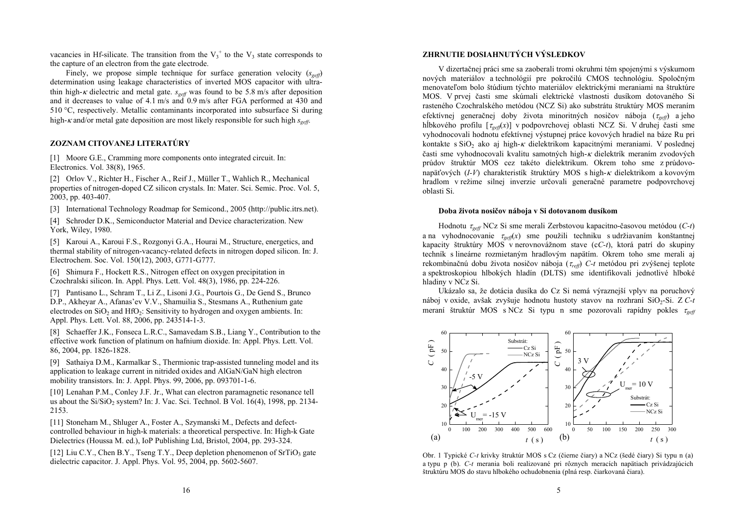vacancies in Hf-silicate. The transition from the $V_3^+$ to the $V_3$ state corresponds to the capture of an electron from the gate electrode.

Finely, we propose simple technique for surface generation velocity ($s_{geff}$) determination using leakage characteristics of inverted MOS capacitor with ultra-thin high-$\kappa$ dielectric and metal gate. $s_{geff}$ was found to be 5.8 m/s after deposition and it decreases to value of 4.1 m/s and 0.9 m/s after FGA performed at 430 and 510 °C, respectively. Metallic contaminants incorporated into subsurface Si during high-$\kappa$ and/or metal gate deposition are most likely responsible for such high $s_{geff}$.

## ZOZNAM CITOVANEJ LITERATÚRY

[1] Moore G.E., Cramming more components onto integrated circuit. In: Electronics. Vol. 38(8), 1965.

[2] Orlov V., Richter H., Fischer A., Reif J., Müller T., Wahlich R., Mechanical properties of nitrogen-doped CZ silicon crystals. In: Mater. Sci. Semic. Proc. Vol. 5, 2003, pp. 403-407.

[3] International Technology Roadmap for Semicond., 2005 (http://public.itrs.net).

[4] Schroder D.K., Semiconductor Material and Device characterization. New York, Wiley, 1980.

[5] Karoui A., Karoui F.S., Rozgonyi G.A., Hourai M., Structure, energetics, and thermal stability of nitrogen-vacancy-related defects in nitrogen doped silicon. In: J. Electrochem. Soc. Vol. 150(12), 2003, G771-G777.

[6] Shimura F., Hockett R.S., Nitrogen effect on oxygen precipitation in Czochralski silicon. In. Appl. Phys. Lett. Vol. 48(3), 1986, pp. 224-226.

[7] Pantisano L., Schram T., Li Z., Lisoni J.G., Pourtois G., De Gend S., Brunco D.P., Akheyar A., Afanas'ev V.V., Shamuilia S., Stesmans A., Ruthenium gate electrodes on $SiO_2$ and $HfO_2$: Sensitivity to hydrogen and oxygen ambients. In: Appl. Phys. Lett. Vol. 88, 2006, pp. 243514-1-3.

[8] Schaeffer J.K., Fonseca L.R.C., Samavedam S.B., Liang Y., Contribution to the effective work function of platinum on hafnium dioxide. In: Appl. Phys. Lett. Vol. 86, 2004, pp. 1826-1828.

[9] Sathaiya D.M., Karmalkar S., Thermionic trap-assisted tunneling model and its application to leakage current in nitrided oxides and AlGaN/GaN high electron mobility transistors. In: J. Appl. Phys. 99, 2006, pp. 093701-1-6.

[10] Lenahan P.M., Conley J.F. Jr., What can electron paramagnetic resonance tell us about the Si/$SiO_2$ system? In: J. Vac. Sci. Technol. B Vol. 16(4), 1998, pp. 2134-2153.

[11] Stoneham M., Shluger A., Foster A., Szymanski M., Defects and defect-controlled behaviour in high-k materials: a theoretical perspective. In: High-k Gate Dielectrics (Houssa M. ed.), IoP Publishing Ltd, Bristol, 2004, pp. 293-324.

[12] Liu C.Y., Chen B.Y., Tseng T.Y., Deep depletion phenomenon of $SrTiO_3$ gate dielectric capacitor. J. Appl. Phys. Vol. 95, 2004, pp. 5602-5607.

## ZHRNUTIE DOSIAHNUTÝCH VÝSLEDKOV

V dizertačnej práci sme sa zaoberali tromi okruhmi tém spojenými s výskumom nových materiálov a technológií pre pokročilú CMOS technológiu. Spoločným menovateľom bolo štúdium týchto materiálov elektrickými meraniami na štruktúre MOS. V prvej časti sme skúmali elektrické vlastnosti dusíkom dotovaného Si rasteného Czochralského metódou (NCZ Si) ako substrátu štruktúry MOS meraním efektívnej generačnej doby života minoritných nosičov náboja ($\tau_{geff}$) a jeho hĺbkového profilu [$\tau_{geff}(x)$] v podpovrchovej oblasti NCZ Si. V druhej časti sme vyhodnocovali hodnotu efektívnej výstupnej práce kovových hradiel na báze Ru pri kontakte s $SiO_2$ ako aj high-$\kappa$ dielektrikom kapacitnými meraniami. V poslednej časti sme vyhodnocovali kvalitu samotných high-$\kappa$ dielektrík meraním zvodových prúdov štruktúr MOS cez takéto dielektrikum. Okrem toho sme z prúdovo-napäťových (*I-V*) charakteristík štruktúry MOS s high-$\kappa$ dielektrikom a kovovým hradlom v režime silnej inverzie určovali generačné parametre podpovrchovej oblasti Si.

### Doba života nosičov náboja v Si dotovanom dusíkom

Hodnotu $\tau_{geff}$ NCz Si sme merali Zerbstovou kapacitno-časovou metódou (*C-t*) a na vyhodnocovanie $\tau_{geff}(x)$ sme použili techniku s udržiavaním konštantnej kapacity štruktúry MOS v nerovnovážnom stave (c*C-t*), ktorá patrí do skupiny techník s lineárne rozmietaným hradlovým napätím. Okrem toho sme merali aj rekombinačnú dobu života nosičov náboja ($\tau_{reff}$) *C-t* metódou pri zvýšenej teplote a spektroskopiou hlbokých hladín (DLTS) sme identifikovali jednotlivé hlboké hladiny v NCz Si.

Ukázalo sa, že dotácia dusíka do Cz Si nemá výraznejší vplyv na poruchový náboj v oxide, avšak zvyšuje hodnotu hustoty stavov na rozhraní $SiO_2$-Si. Z *C-t* meraní štruktúr MOS s NCz Si typu n sme pozorovali rapídny pokles $\tau_{geff}$

Obr. 1 Typické *C-t* krivky štruktúr MOS s Cz (čierne čiary) a NCz (šedé čiary) Si typu n (a) a typu p (b). *C-t* merania boli realizované pri rôznych meracích napätiach privádzajúcich štruktúru MOS do stavu hlbokého ochudobnenia (plná resp. čiarkovaná čiara).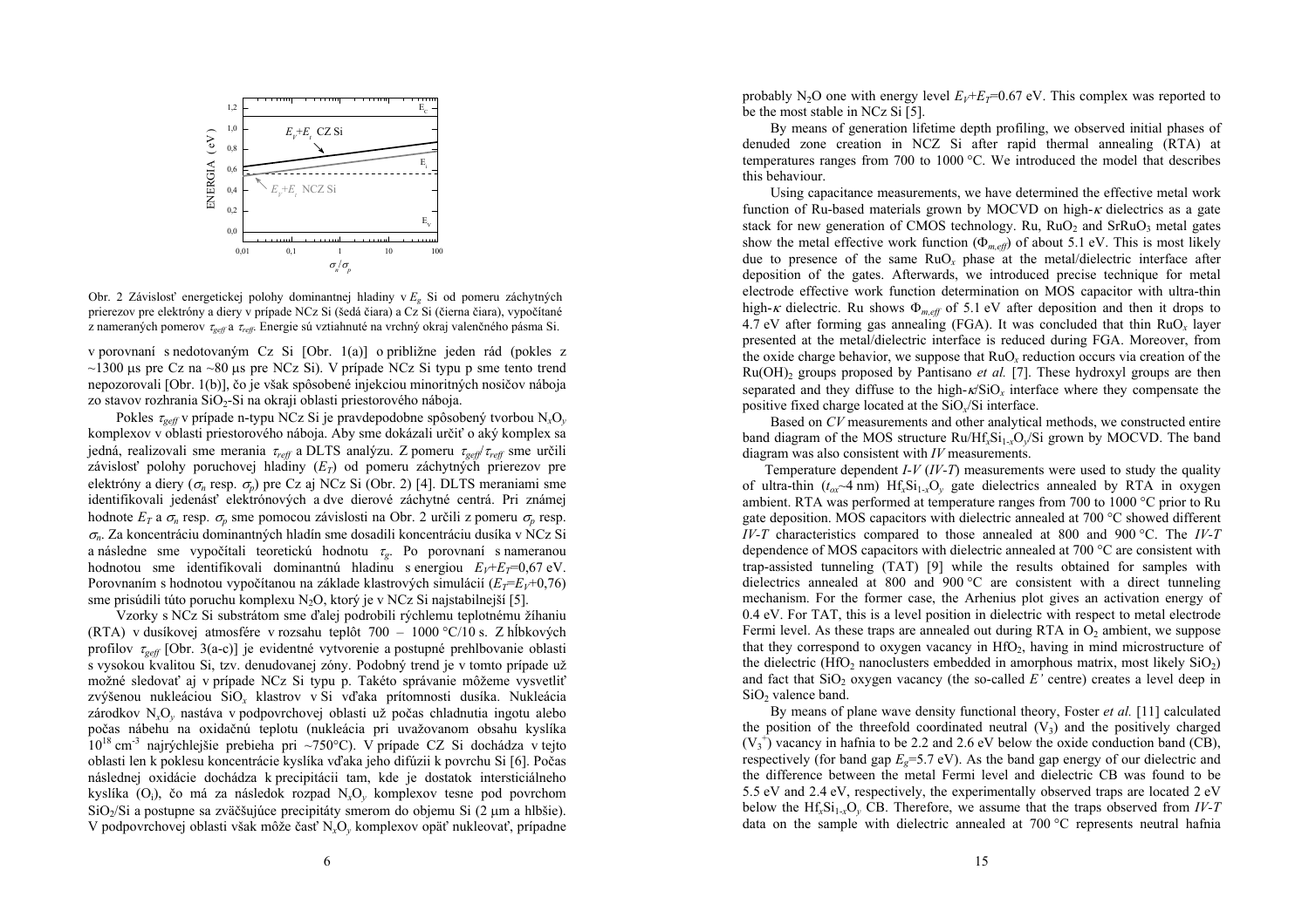Obr. 2 Závislosť energetickej polohy dominantnej hladiny v $E_g$ Si od pomeru záchytných prierezov pre elektróny a diery v prípade NCz Si (šedá čiara) a Cz Si (čierna čiara), vypočítané z nameraných pomerov $\tau_{geff}$ a $\tau_{reff}$. Energie sú vztiahnuté na vrchný okraj valenčného pásma Si.

v porovnaní s nedotovaným Cz Si [Obr. 1(a)] o približne jeden rád (pokles z ~1300 µs pre Cz na ~80 µs pre NCz Si). V prípade NCz Si typu p sme tento trend nepozorovali [Obr. 1(b)], čo je však spôsobené injekciou minoritných nosičov náboja zo stavov rozhrania $SiO_2$-Si na okraji oblasti priestorového náboja.

Pokles $\tau_{geff}$ v prípade n-typu NCz Si je pravdepodobne spôsobený tvorbou $N_xO_y$ komplexov v oblasti priestorového náboja. Aby sme dokázali určiť o aký komplex sa jedná, realizovali sme merania $\tau_{reff}$ a DLTS analýzu. Z pomeru $\tau_{geff}/\tau_{reff}$ sme určili závislosť polohy poruchovej hladiny ($E_T$) od pomeru záchytných prierezov pre elektróny a diery ($\sigma_n$ resp. $\sigma_p$) pre Cz aj NCz Si (Obr. 2) [4]. DLTS meraniami sme identifikovali jedenásť elektrónových a dve dierové záchytné centrá. Pri známej hodnote $E_T$ a $\sigma_n$ resp. $\sigma_p$ sme pomocou závislosti na Obr. 2 určili z pomeru $\sigma_p$ resp. $\sigma_n$. Za koncentráciu dominantných hladín sme dosadili koncentráciu dusíka v NCz Si a následne sme vypočítali teoretickú hodnotu $\tau_g$. Po porovnaní s nameranou hodnotou sme identifikovali dominantnú hladinu s energiou $E_V+E_T$=0,67 eV. Porovnaním s hodnotou vypočítanou na základe klastrových simulácií ($E_T$=$E_V$+0,76) sme prisúdili túto poruchu komplexu $N_2O$, ktorý je v NCz Si najstabilnejší [5].

Vzorky s NCz Si substrátom sme ďalej podrobili rýchlemu teplotnému žíhaniu (RTA) v dusíkovej atmosfére v rozsahu teplôt 700 – 1000 °C/10 s. Z hĺbkových profilov $\tau_{geff}$ [Obr. 3(a-c)] je evidentné vytvorenie a postupné prehlbovanie oblasti s vysokou kvalitou Si, tzv. denudovanej zóny. Podobný trend je v tomto prípade už možné sledovať aj v prípade NCz Si typu p. Takéto správanie môžeme vysvetliť zvýšenou nukleáciou $SiO_x$ klastrov v Si vďaka prítomnosti dusíka. Nukleácia zárodkov $N_xO_y$ nastáva v podpovrchovej oblasti už počas chladnutia ingotu alebo počas nábehu na oxidačnú teplotu (nukleácia pri uvažovanom obsahu kyslíka $10^{18}$ cm$^{-3}$ najrýchlejšie prebieha pri ~750°C). V prípade CZ Si dochádza v tejto oblasti len k poklesu koncentrácie kyslíka vďaka jeho difúzii k povrchu Si [6]. Počas následnej oxidácie dochádza k precipitácii tam, kde je dostatok intersticiálneho kyslíka ($O_i$), čo má za následok rozpad $N_xO_y$ komplexov tesne pod povrchom $SiO_2$/Si a postupne sa zväčšujúce precipitáty smerom do objemu Si (2 µm a hlbšie). V podpovrchovej oblasti však môže časť $N_xO_y$ komplexov opäť nukleovať, prípadne probably $N_2O$ one with energy level $E_V+E_T$=0.67 eV. This complex was reported to be the most stable in NCz Si [5].

By means of generation lifetime depth profiling, we observed initial phases of denuded zone creation in NCZ Si after rapid thermal annealing (RTA) at temperatures ranges from 700 to 1000 °C. We introduced the model that describes this behaviour.

Using capacitance measurements, we have determined the effective metal work function of Ru-based materials grown by MOCVD on high-$\kappa$ dielectrics as a gate stack for new generation of CMOS technology. Ru, $RuO_2$ and $SrRuO_3$ metal gates show the metal effective work function ($\Phi_{m,eff}$) of about 5.1 eV. This is most likely due to presence of the same $RuO_x$ phase at the metal/dielectric interface after deposition of the gates. Afterwards, we introduced precise technique for metal electrode effective work function determination on MOS capacitor with ultra-thin high-$\kappa$ dielectric. Ru shows $\Phi_{m,eff}$ of 5.1 eV after deposition and then it drops to 4.7 eV after forming gas annealing (FGA). It was concluded that thin $RuO_x$ layer presented at the metal/dielectric interface is reduced during FGA. Moreover, from the oxide charge behavior, we suppose that $RuO_x$ reduction occurs via creation of the $Ru(OH)_2$ groups proposed by Pantisano *et al.* [7]. These hydroxyl groups are then separated and they diffuse to the high-$\kappa$/$SiO_x$ interface where they compensate the positive fixed charge located at the $SiO_x$/Si interface.

Based on *CV* measurements and other analytical methods, we constructed entire band diagram of the MOS structure Ru/$Hf_xSi_{1-x}O_y$/Si grown by MOCVD. The band diagram was also consistent with *IV* measurements.

Temperature dependent *I-V* (*IV-T*) measurements were used to study the quality of ultra-thin ($t_{ox}$~4 nm) $Hf_xSi_{1-x}O_y$ gate dielectrics annealed by RTA in oxygen ambient. RTA was performed at temperature ranges from 700 to 1000 °C prior to Ru gate deposition. MOS capacitors with dielectric annealed at 700 °C showed different *IV-T* characteristics compared to those annealed at 800 and 900 °C. The *IV-T* dependence of MOS capacitors with dielectric annealed at 700 °C are consistent with trap-assisted tunneling (TAT) [9] while the results obtained for samples with dielectrics annealed at 800 and 900 °C are consistent with a direct tunneling mechanism. For the former case, the Arhenius plot gives an activation energy of 0.4 eV. For TAT, this is a level position in dielectric with respect to metal electrode Fermi level. As these traps are annealed out during RTA in $O_2$ ambient, we suppose that they correspond to oxygen vacancy in $HfO_2$, having in mind microstructure of the dielectric ($HfO_2$ nanoclusters embedded in amorphous matrix, most likely $SiO_2$) and fact that $SiO_2$ oxygen vacancy (the so-called *E'* centre) creates a level deep in $SiO_2$ valence band.

By means of plane wave density functional theory, Foster *et al.* [11] calculated the position of the threefold coordinated neutral ($V_3$) and the positively charged ($V_3^+$) vacancy in hafnia to be 2.2 and 2.6 eV below the oxide conduction band (CB), respectively (for band gap $E_g$=5.7 eV). As the band gap energy of our dielectric and the difference between the metal Fermi level and dielectric CB was found to be 5.5 eV and 2.4 eV, respectively, the experimentally observed traps are located 2 eV below the $Hf_xSi_{1-x}O_y$ CB. Therefore, we assume that the traps observed from *IV-T* data on the sample with dielectric annealed at 700 °C represents neutral hafnia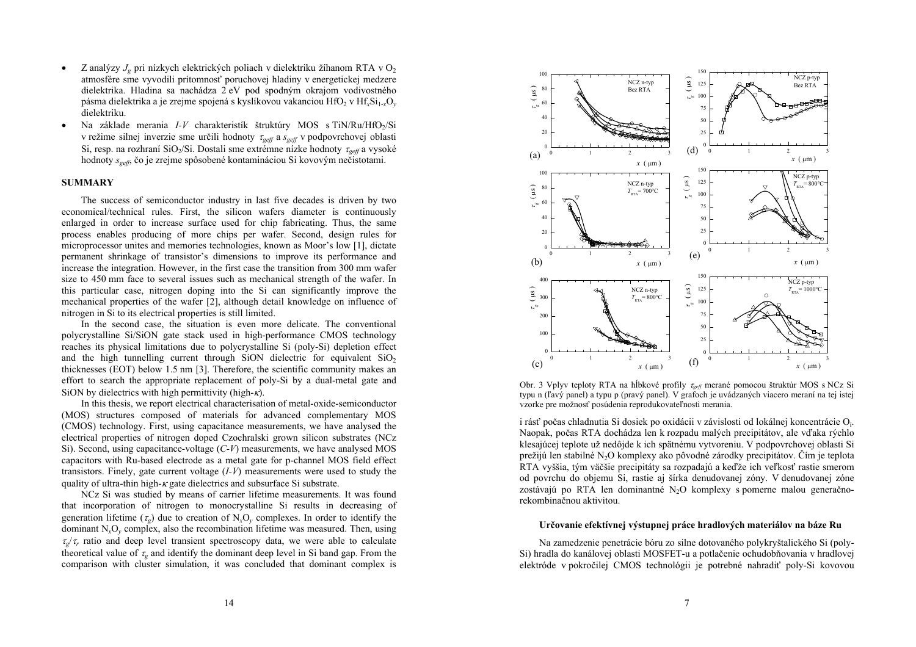- Z analýzy $J_g$ pri nízkych elektrických poliach v dielektriku žíhanom RTA v $O_2$ atmosfére sme vyvodili prítomnosť poruchovej hladiny v energetickej medzere dielektrika. Hladina sa nachádza 2 eV pod spodným okrajom vodivostného pásma dielektrika a je zrejme spojená s kyslíkovou vakanciou $HfO_2$ v $Hf_xSi_{1-x}O_y$ dielektriku.
- Na základe merania *I-V* charakteristík štruktúry MOS s TiN/Ru/HfO$_2$/Si v režime silnej inverzie sme určili hodnoty $\tau_{geff}$ a $s_{geff}$ v podpovrchovej oblasti Si, resp. na rozhraní SiO$_2$/Si. Dostali sme extrémne nízke hodnoty $\tau_{geff}$ a vysoké hodnoty $s_{geff}$, čo je zrejme spôsobené kontamináciou Si kovovým nečistotami.

## SUMMARY

The success of semiconductor industry in last five decades is driven by two economical/technical rules. First, the silicon wafers diameter is continuously enlarged in order to increase surface used for chip fabricating. Thus, the same process enables producing of more chips per wafer. Second, design rules for microprocessor unites and memories technologies, known as Moor's low [1], dictate permanent shrinkage of transistor's dimensions to improve its performance and increase the integration. However, in the first case the transition from 300 mm wafer size to 450 mm face to several issues such as mechanical strength of the wafer. In this particular case, nitrogen doping into the Si can significantly improve the mechanical properties of the wafer [2], although detail knowledge on influence of nitrogen in Si to its electrical properties is still limited.

In the second case, the situation is even more delicate. The conventional polycrystalline Si/SiON gate stack used in high-performance CMOS technology reaches its physical limitations due to polycrystalline Si (poly-Si) depletion effect and the high tunnelling current through SiON dielectric for equivalent SiO$_2$ thicknesses (EOT) below 1.5 nm [3]. Therefore, the scientific community makes an effort to search the appropriate replacement of poly-Si by a dual-metal gate and SiON by dielectrics with high permittivity (high-$\kappa$).

In this thesis, we report electrical characterisation of metal-oxide-semiconductor (MOS) structures composed of materials for advanced complementary MOS (CMOS) technology. First, using capacitance measurements, we have analysed the electrical properties of nitrogen doped Czochralski grown silicon substrates (NCz Si). Second, using capacitance-voltage (*C-V*) measurements, we have analysed MOS capacitors with Ru-based electrode as a metal gate for p-channel MOS field effect transistors. Finely, gate current voltage (*I-V*) measurements were used to study the quality of ultra-thin high-$\kappa$ gate dielectrics and subsurface Si substrate.

NCz Si was studied by means of carrier lifetime measurements. It was found that incorporation of nitrogen to monocrystalline Si results in decreasing of generation lifetime ($\tau_g$) due to creation of $N_xO_y$ complexes. In order to identify the dominant $N_xO_y$ complex, also the recombination lifetime was measured. Then, using $\tau_g/\tau_r$ ratio and deep level transient spectroscopy data, we were able to calculate theoretical value of $\tau_g$ and identify the dominant deep level in Si band gap. From the comparison with cluster simulation, it was concluded that dominant complex is

Obr. 3 Vplyv teploty RTA na hĺbkové profily $\tau_{geff}$ merané pomocou štruktúr MOS s NCz Si typu n (ľavý panel) a typu p (pravý panel). V grafoch je uvádzaných viacero meraní na tej istej vzorke pre možnosť posúdenia reprodukovateľnosti merania.

i rásť počas chladnutia Si dosiek po oxidácii v závislosti od lokálnej koncentrácie O$_i$. Naopak, počas RTA dochádza len k rozpadu malých precipitátov, ale vďaka rýchlo klesajúcej teplote už nedôjde k ich spätnému vytvoreniu. V podpovrchovej oblasti Si prežijú len stabilné N$_2$O komplexy ako pôvodné zárodky precipitátov. Čím je teplota RTA vyššia, tým väčšie precipitáty sa rozpadajú a keďže ich veľkosť rastie smerom od povrchu do objemu Si, rastie aj šírka denudovanej zóny. V denudovanej zóne zostávajú po RTA len dominantné N$_2$O komplexy s pomerne malou generačno-rekombinačnou aktivitou.

### Určovanie efektívnej výstupnej práce hradlových materiálov na báze Ru

Na zamedzenie penetrácie bóru zo silne dotovaného polykryštalického Si (poly-Si) hradla do kanálovej oblasti MOSFET-u a potlačenie ochudobňovania v hradlovej elektróde v pokročilej CMOS technológii je potrebné nahradiť poly-Si kovovou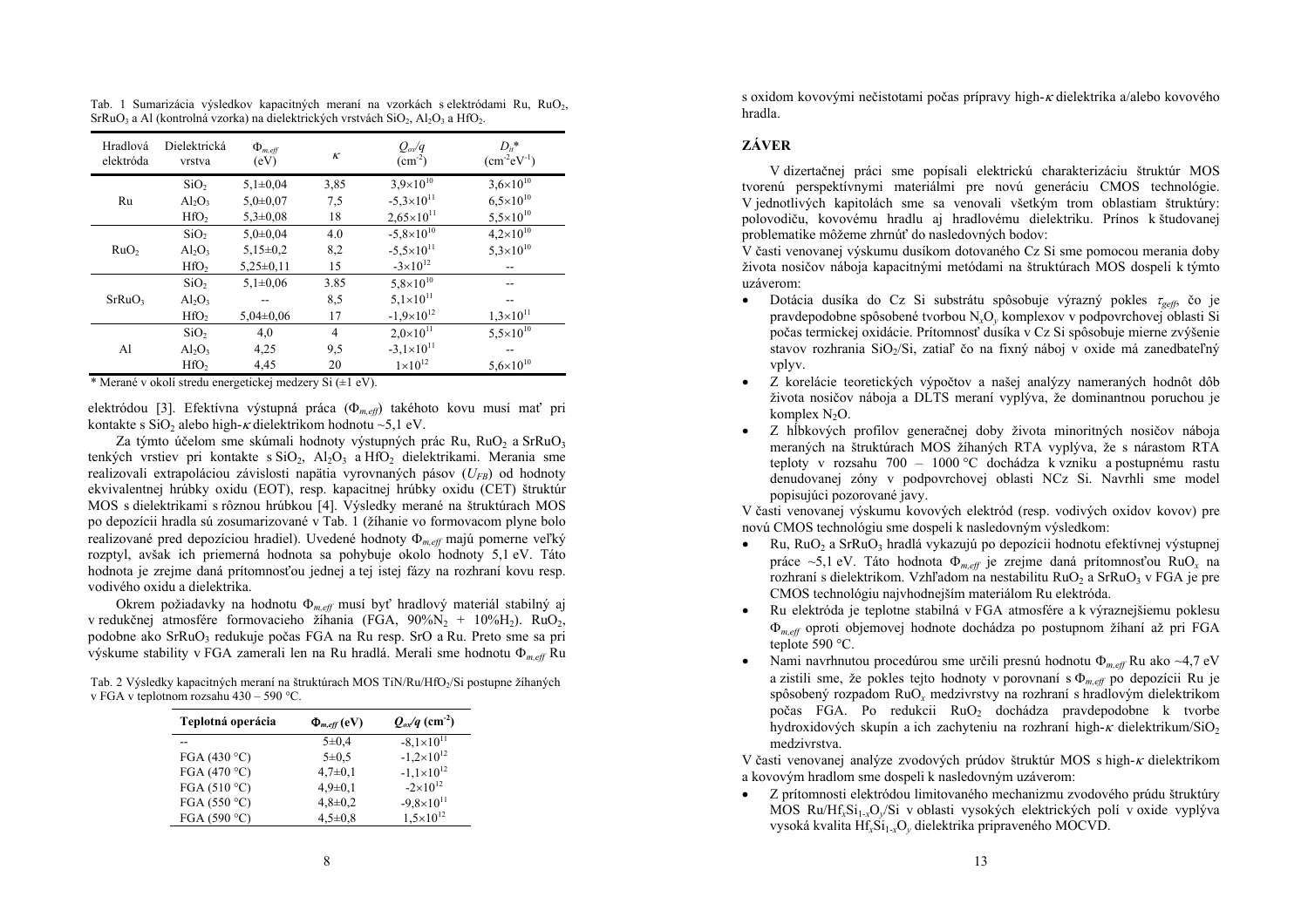Tab. 1 Sumarizácia výsledkov kapacitných meraní na vzorkách s elektródami Ru, $RuO_2$, $SrRuO_3$ a Al (kontrolná vzorka) na dielektrických vrstvách $SiO_2$, $Al_2O_3$ a $HfO_2$.

| Hradlová elektróda | Dielektrická vrstva | $\Phi_{m,eff}$ (eV) | $\kappa$ | $Q_{ox}/q$ ($cm^{-2}$) | $D_{it}$* ($cm^{-2}eV^{-1}$) |
|---|---|---|---|---|---|
| Ru | $SiO_2$ | 5,1±0,04 | 3,85 | $3,9\times10^{10}$ | $3,6\times10^{10}$ |
| | $Al_2O_3$ | 5,0±0,07 | 7,5 | $-5,3\times10^{11}$ | $6,5\times10^{10}$ |
| | $HfO_2$ | 5,3±0,08 | 18 | $2,65\times10^{11}$ | $5,5\times10^{10}$ |
| $RuO_2$ | $SiO_2$ | 5,0±0,04 | 4.0 | $-5,8\times10^{10}$ | $4,2\times10^{10}$ |
| | $Al_2O_3$ | 5,15±0,2 | 8,2 | $-5,5\times10^{11}$ | $5,3\times10^{10}$ |
| | $HfO_2$ | 5,25±0,11 | 15 | $-3\times10^{12}$ | -- |
| $SrRuO_3$ | $SiO_2$ | 5,1±0,06 | 3.85 | $5,8\times10^{10}$ | -- |
| | $Al_2O_3$ | -- | 8,5 | $5,1\times10^{11}$ | -- |
| | $HfO_2$ | 5,04±0,06 | 17 | $-1,9\times10^{12}$ | $1,3\times10^{11}$ |
| Al | $SiO_2$ | 4,0 | 4 | $2,0\times10^{11}$ | $5,5\times10^{10}$ |
| | $Al_2O_3$ | 4,25 | 9,5 | $-3,1\times10^{11}$ | -- |
| | $HfO_2$ | 4,45 | 20 | $1\times10^{12}$ | $5,6\times10^{10}$ |

\* Merané v okolí stredu energetickej medzery Si (±1 eV).

elektródou [3]. Efektívna výstupná práca ($\Phi_{m,eff}$) takéhoto kovu musí mať pri kontakte s $SiO_2$ alebo high-$\kappa$ dielektrikom hodnotu ~5,1 eV.

Za týmto účelom sme skúmali hodnoty výstupných prác Ru, $RuO_2$ a $SrRuO_3$ tenkých vrstiev pri kontakte s $SiO_2$, $Al_2O_3$ a $HfO_2$ dielektrikami. Merania sme realizovali extrapoláciou závislosti napätia vyrovnaných pásov ($U_{FB}$) od hodnoty ekvivalentnej hrúbky oxidu (EOT), resp. kapacitnej hrúbky oxidu (CET) štruktúr MOS s dielektrikami s rôznou hrúbkou [4]. Výsledky merané na štruktúrach MOS po depozícii hradla sú zosumarizované v Tab. 1 (žíhanie vo formovacom plyne bolo realizované pred depozíciou hradiel). Uvedené hodnoty $\Phi_{m,eff}$ majú pomerne veľký rozptyl, avšak ich priemerná hodnota sa pohybuje okolo hodnoty 5,1 eV. Táto hodnota je zrejme daná prítomnosťou jednej a tej istej fázy na rozhraní kovu resp. vodivého oxidu a dielektrika.

Okrem požiadavky na hodnotu $\Phi_{m,eff}$ musí byť hradlový materiál stabilný aj v redukčnej atmosfére formovacieho žíhania (FGA, 90%$N_2$ + 10%$H_2$). $RuO_2$, podobne ako $SrRuO_3$ redukuje počas FGA na Ru resp. SrO a Ru. Preto sme sa pri výskume stability v FGA zamerali len na Ru hradlá. Merali sme hodnotu $\Phi_{m,eff}$ Ru

Tab. 2 Výsledky kapacitných meraní na štruktúrach MOS TiN/Ru/$HfO_2$/Si postupne žíhaných v FGA v teplotnom rozsahu 430 – 590 °C.

| Teplotná operácia | $\Phi_{m,eff}$ (eV) | $Q_{ox}/q$ ($cm^{-2}$) |
|---|---|---|
| -- | 5±0,4 | $-8,1\times10^{11}$ |
| FGA (430 °C) | 5±0,5 | $-1,2\times10^{12}$ |
| FGA (470 °C) | 4,7±0,1 | $-1,1\times10^{12}$ |
| FGA (510 °C) | 4,9±0,1 | $-2\times10^{12}$ |
| FGA (550 °C) | 4,8±0,2 | $-9,8\times10^{11}$ |
| FGA (590 °C) | 4,5±0,8 | $1,5\times10^{12}$ |

s oxidom kovovými nečistotami počas prípravy high-$\kappa$ dielektrika a/alebo kovového hradla.

## ZÁVER

V dizertačnej práci sme popísali elektrickú charakterizáciu štruktúr MOS tvorených perspektívnymi materiálmi pre novú generáciu CMOS technológie. V jednotlivých kapitolách sme sa venovali všetkým trom oblastiam štruktúry: polovodiču, kovovému hradlu aj hradlovému dielektriku. Prínos k študovanej problematike môžeme zhrnúť do nasledovných bodov:

V časti venovanej výskumu dusíkom dotovaného Cz Si sme pomocou merania doby života nosičov náboja kapacitnými metódami na štruktúrach MOS dospeli k týmto uzáverom:

- Dotácia dusíka do Cz Si substrátu spôsobuje výrazný pokles $\tau_{geff}$, čo je pravdepodobne spôsobené tvorbou $N_xO_y$ komplexov v podpovrchovej oblasti Si počas termickej oxidácie. Prítomnosť dusíka v Cz Si spôsobuje mierne zvýšenie stavov rozhrania $SiO_2$/Si, zatiaľ čo na fixný náboj v oxide má zanedbateľný vplyv.
- Z korelácie teoretických výpočtov a našej analýzy nameraných hodnôt dôb života nosičov náboja a DLTS meraní vyplýva, že dominantnou poruchou je komplex $N_2O$.
- Z hĺbkových profilov generačnej doby života minoritných nosičov náboja meraných na štruktúrach MOS žíhaných RTA vyplýva, že s nárastom RTA teploty v rozsahu 700 – 1000 °C dochádza k vzniku a postupnému rastu denudovanej zóny v podpovrchovej oblasti NCz Si. Navrhli sme model popisujúci pozorované javy.

V časti venovanej výskumu kovových elektród (resp. vodivých oxidov kovov) pre novú CMOS technológiu sme dospeli k nasledovným výsledkom:

- Ru, $RuO_2$ a $SrRuO_3$ hradlá vykazujú po depozícii hodnotu efektívnej výstupnej práce ~5,1 eV. Táto hodnota $\Phi_{m,eff}$ je zrejme daná prítomnosťou $RuO_x$ na rozhraní s dielektrikom. Vzhľadom na nestabilitu $RuO_2$ a $SrRuO_3$ v FGA je pre CMOS technológiu najvhodnejším materiálom Ru elektróda.
- Ru elektróda je teplotne stabilná v FGA atmosfére a k výraznejšiemu poklesu $\Phi_{m,eff}$ oproti objemovej hodnote dochádza po postupnom žíhaní až pri FGA teplote 590 °C.
- Nami navrhnutou procedúrou sme určili presnú hodnotu $\Phi_{m,eff}$ Ru ako ~4,7 eV a zistili sme, že pokles tejto hodnoty v porovnaní s $\Phi_{m,eff}$ po depozícii Ru je spôsobený rozpadom $RuO_x$ medzivrstvy na rozhraní s hradlovým dielektrikom počas FGA. Po redukcii $RuO_2$ dochádza pravdepodobne k tvorbe hydroxidových skupín a ich zachyteniu na rozhraní high-$\kappa$ dielektrikum/$SiO_2$ medzivrstva.

V časti venovanej analýze zvodových prúdov štruktúr MOS s high-$\kappa$ dielektrikom a kovovým hradlom sme dospeli k nasledovným uzáverom:

- Z prítomnosti elektródou limitovaného mechanizmu zvodového prúdu štruktúry MOS Ru/$Hf_xSi_{1-x}O_y$/Si v oblasti vysokých elektrických polí v oxide vyplýva vysoká kvalita $Hf_xSi_{1-x}O_y$ dielektrika pripraveného MOCVD.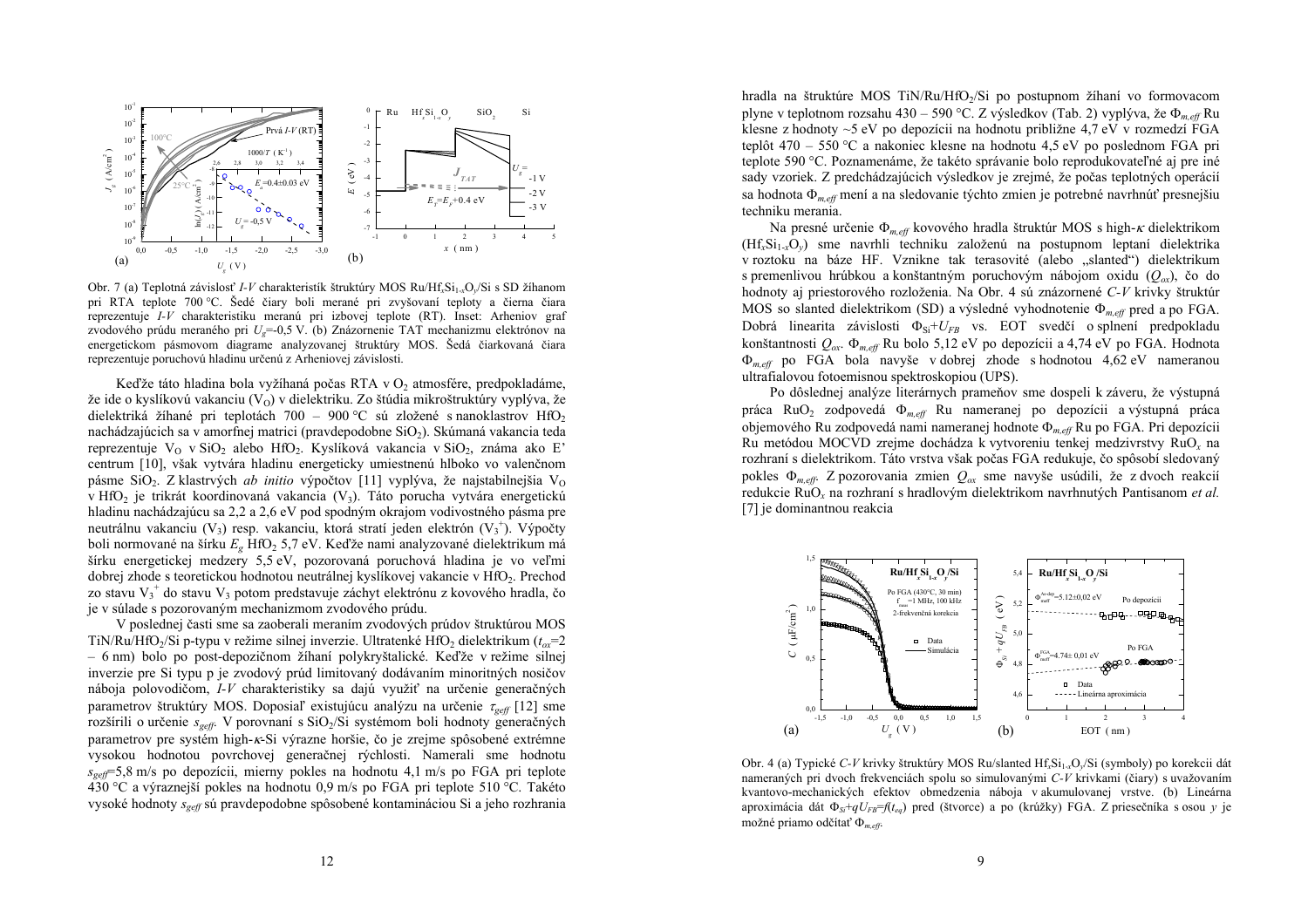Obr. 7 (a) Teplotná závislosť *I-V* charakteristík štruktúry MOS Ru/$Hf_xSi_{1-x}O_y$/Si s SD žíhanom pri RTA teplote 700 °C. Šedé čiary boli merané pri zvyšovaní teploty a čierna čiara reprezentuje *I-V* charakteristiku meranú pri izbovej teplote (RT). Inset: Arheniov graf zvodového prúdu meraného pri $U_g$=-0,5 V. (b) Znázornenie TAT mechanizmu elektrónov na energetickom pásmovom diagrame analyzovanej štruktúry MOS. Šedá čiarkovaná čiara reprezentuje poruchovú hladinu určenú z Arheniovej závislosti.

Keďže táto hladina bola vyžíhaná počas RTA v $O_2$ atmosfére, predpokladáme, že ide o kyslíkovú vakanciu ($V_O$) v dielektriku. Zo štúdia mikroštruktúry vyplýva, že dielektriká žíhané pri teplotách 700 – 900 °C sú zložené s nanoklastrov $HfO_2$ nachádzajúcich sa v amorfnej matrici (pravdepodobne $SiO_2$). Skúmaná vakancia teda reprezentuje $V_O$ v $SiO_2$ alebo $HfO_2$. Kyslíková vakancia v $SiO_2$, známa ako E' centrum [10], však vytvára hladinu energeticky umiestnenú hlboko vo valenčnom pásme $SiO_2$. Z klastrvých *ab initio* výpočtov [11] vyplýva, že najstabilnejšia $V_O$ v $HfO_2$ je trikrát koordinovaná vakancia ($V_3$). Táto porucha vytvára energetickú hladinu nachádzajúcu sa 2,2 a 2,6 eV pod spodným okrajom vodivostného pásma pre neutrálnu vakanciu ($V_3$) resp. vakanciu, ktorá stratí jeden elektrón ($V_3^+$). Výpočty boli normované na šírku $E_g$ $HfO_2$ 5,7 eV. Keďže nami analyzované dielektrikum má šírku energetickej medzery 5,5 eV, pozorovaná poruchová hladina je vo veľmi dobrej zhode s teoretickou hodnotou neutrálnej kyslíkovej vakancie v $HfO_2$. Prechod zo stavu $V_3^+$ do stavu $V_3$ potom predstavuje záchyt elektrónu z kovového hradla, čo je v súlade s pozorovaným mechanizmom zvodového prúdu.

V poslednej časti sme sa zaoberali meraním zvodových prúdov štruktúrou MOS TiN/Ru/$HfO_2$/Si p-typu v režime silnej inverzie. Ultratenké $HfO_2$ dielektrikum ($t_{ox}$=2 – 6 nm) bolo po post-depozičnom žíhaní polykryštalické. Keďže v režime silnej inverzie pre Si typu p je zvodový prúd limitovaný dodávaním minoritných nosičov náboja polovodičom, *I-V* charakteristiky sa dajú využiť na určenie generačných parametrov štruktúry MOS. Doposiaľ existujúcu analýzu na určenie $\tau_{geff}$ [12] sme rozšírili o určenie $s_{geff}$. V porovnaní s $SiO_2$/Si systémom boli hodnoty generačných parametrov pre systém high-$\kappa$-Si výrazne horšie, čo je zrejme spôsobené extrémne vysokou hodnotou povrchovej generačnej rýchlosti. Namerali sme hodnotu $s_{geff}$=5,8 m/s po depozícii, mierny pokles na hodnotu 4,1 m/s po FGA pri teplote 430 °C a výraznejší pokles na hodnotu 0,9 m/s po FGA pri teplote 510 °C. Takéto vysoké hodnoty $s_{geff}$ sú pravdepodobne spôsobené kontamináciou Si a jeho rozhrania

hradla na štruktúre MOS TiN/Ru/$HfO_2$/Si po postupnom žíhaní vo formovacom plyne v teplotnom rozsahu 430 – 590 °C. Z výsledkov (Tab. 2) vyplýva, že $\Phi_{m,eff}$ Ru klesne z hodnoty ~5 eV po depozícii na hodnotu približne 4,7 eV v rozmedzí FGA teplôt 470 – 550 °C a nakoniec klesne na hodnotu 4,5 eV po poslednom FGA pri teplote 590 °C. Poznamenáme, že takéto správanie bolo reprodukovateľné aj pre iné sady vzoriek. Z predchádzajúcich výsledkov je zrejmé, že počas teplotných operácií sa hodnota $\Phi_{m,eff}$ mení a na sledovanie týchto zmien je potrebné navrhnúť presnejšiu techniku merania.

Na presné určenie $\Phi_{m,eff}$ kovového hradla štruktúr MOS s high-$\kappa$ dielektrikom ($Hf_xSi_{1-x}O_y$) sme navrhli techniku založenú na postupnom leptaní dielektrika v roztoku na báze HF. Vznikne tak terasovité (alebo „slanted") dielektrikum s premenlivou hrúbkou a konštantným poruchovým nábojom oxidu ($Q_{ox}$), čo do hodnoty aj priestorového rozloženia. Na Obr. 4 sú znázornené *C-V* krivky štruktúr MOS so slanted dielektrikom (SD) a výsledné vyhodnotenie $\Phi_{m,eff}$ pred a po FGA. Dobrá linearita závislosti $\Phi_{Si}+U_{FB}$ vs. EOT svedčí o splnení predpokladu konštantnosti $Q_{ox}$. $\Phi_{m,eff}$ Ru bolo 5,12 eV po depozícii a 4,74 eV po FGA. Hodnota $\Phi_{m,eff}$ po FGA bola navyše v dobrej zhode s hodnotou 4,62 eV nameranou ultrafialovou fotoemisnou spektroskopiou (UPS).

Po dôslednej analýze literárnych prameňov sme dospeli k záveru, že výstupná práca $RuO_2$ zodpovedá $\Phi_{m,eff}$ Ru nameranej po depozícii a výstupná práca objemového Ru zodpovedá nami nameranej hodnote $\Phi_{m,eff}$ Ru po FGA. Pri depozícii Ru metódou MOCVD zrejme dochádza k vytvoreniu tenkej medzivrstvy $RuO_x$ na rozhraní s dielektrikom. Táto vrstva však počas FGA redukuje, čo spôsobí sledovaný pokles $\Phi_{m,eff}$. Z pozorovania zmien $Q_{ox}$ sme navyše usúdili, že z dvoch reakcií redukcie $RuO_x$ na rozhraní s hradlovým dielektrikom navrhnutých Pantisanom *et al.* [7] je dominantnou reakcia

Obr. 4 (a) Typické *C-V* krivky štruktúry MOS Ru/slanted $Hf_xSi_{1-x}O_y$/Si (symboly) po korekcii dát nameraných pri dvoch frekvenciách spolu so simulovanými *C-V* krivkami (čiary) s uvažovaním kvantovo-mechanických efektov obmedzenia náboja v akumulovanej vrstve. (b) Lineárna aproximácia dát $\Phi_{Si}+qU_{FB}=f(t_{eq})$ pred (štvorce) a po (krúžky) FGA. Z priesečníka s osou *y* je možné priamo odčítať $\Phi_{m,eff}$.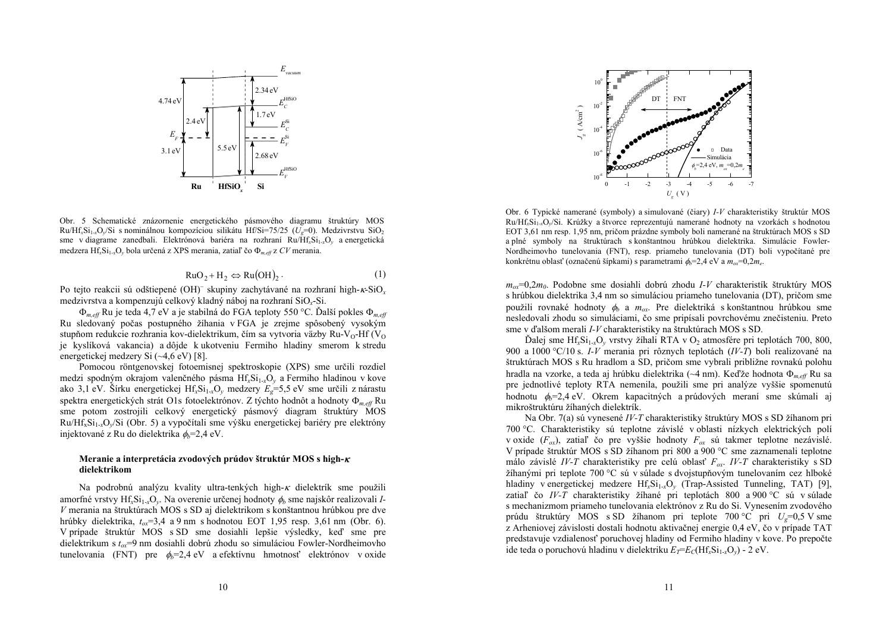$E_{vacuum}$

2.34 eV

4.74 eV

$E_C^{HfSiO}$

2.4 eV

1.7 eV

$E_C^{Si}$

$E_F$

$E_V^{Si}$

3.1 eV

5.5 eV

2.68 eV

$E_V^{HfSiO}$

Ru

HfSiO$_x$

Si

Obr. 5 Schematické znázornenie energetického pásmového diagramu štruktúry MOS Ru/Hf$_x$Si$_{1-x}$O$_y$/Si s nominálnou kompozíciou silikátu Hf/Si=75/25 ($U_g$=0). Medzivrstvu $SiO_2$ sme v diagrame zanedbali. Elektrónová bariéra na rozhraní Ru/Hf$_x$Si$_{1-x}$O$_y$ a energetická medzera Hf$_x$Si$_{1-x}$O$_y$ bola určená z XPS merania, zatiaľ čo $\Phi_{m,eff}$ z *CV* merania.

$$\mathrm{RuO_2 + H_2 \Leftrightarrow Ru(OH)_2} \,. \tag{1}$$

Po tejto reakcii sú odštiepené $(OH)^-$ skupiny zachytávané na rozhraní high-$\kappa$-SiO$_x$ medzivrstva a kompenzujú celkový kladný náboj na rozhraní SiO$_x$-Si.

$\Phi_{m,eff}$ Ru je teda 4,7 eV a je stabilná do FGA teploty 550 °C. Ďalší pokles $\Phi_{m,eff}$ Ru sledovaný počas postupného žíhania v FGA je zrejme spôsobený vysokým stupňom redukcie rozhrania kov-dielektrikum, čím sa vytvoria väzby Ru-V$_O$-Hf (V$_O$ je kyslíková vakancia) a dôjde k ukotveniu Fermiho hladiny smerom k stredu energetickej medzery Si (~4,6 eV) [8].

Pomocou röntgenovskej fotoemisnej spektroskopie (XPS) sme určili rozdiel medzi spodným okrajom valenčného pásma Hf$_x$Si$_{1-x}$O$_y$ a Fermiho hladinou v kove ako 3,1 eV. Šírku energetickej Hf$_x$Si$_{1-x}$O$_y$ medzery $E_g$=5,5 eV sme určili z nárastu spektra energetických strát O1s fotoelektrónov. Z týchto hodnôt a hodnoty $\Phi_{m,eff}$ Ru sme potom zostrojili celkový energetický pásmový diagram štruktúry MOS Ru/Hf$_x$Si$_{1-x}$O$_y$/Si (Obr. 5) a vypočítali sme výšku energetickej bariéry pre elektróny injektované z Ru do dielektrika $\phi_b$=2,4 eV.

### Meranie a interpretácia zvodových prúdov štruktúr MOS s high-$\kappa$ dielektrikom

Na podrobnú analýzu kvality ultra-tenkých high-$\kappa$ dielektrík sme použili amorfné vrstvy Hf$_x$Si$_{1-x}$O$_y$. Na overenie určenej hodnoty $\phi_b$ sme najskôr realizovali *I-V* merania na štruktúrach MOS s SD aj dielektrikom s konštantnou hrúbkou pre dve hrúbky dielektrika, $t_{ox}$=3,4 a 9 nm s hodnotou EOT 1,95 resp. 3,61 nm (Obr. 6). V prípade štruktúr MOS s SD sme dosiahli lepšie výsledky, keď sme pre dielektrikum s $t_{ox}$=9 nm dosiahli dobrú zhodu so simuláciou Fowler-Nordheimovho tunelovania (FNT) pre $\phi_b$=2,4 eV a efektívnu hmotnosť elektrónov v oxide

$10^0$

$10^{-2}$

$10^{-4}$

$10^{-6}$

$10^{-8}$

$J_g$ ( A/cm$^2$ )

0 -1 -2 -3 -4 -5 -6 -7

$U_g$ ( V )

DT FNT

Data

Simulácia

$\phi_b$=2,4 eV, $m_{ox}$=0,2$m_e$

Obr. 6 Typické namerané (symboly) a simulované (čiary) *I-V* charakteristiky štruktúr MOS Ru/Hf$_x$Si$_{1-x}$O$_y$/Si. Krúžky a štvorce reprezentujú namerané hodnoty na vzorkách s hodnotou EOT 3,61 nm resp. 1,95 nm, pričom prázdne symboly boli namerané na štruktúrach MOS s SD a plné symboly na štruktúrach s konštantnou hrúbkou dielektrika. Simulácie Fowler-Nordheimovho tunelovania (FNT), resp. priameho tunelovania (DT) boli vypočítané pre konkrétnu oblasť (označenú šípkami) s parametrami $\phi_b$=2,4 eV a $m_{ox}$=0,2$m_e$.

$m_{ox}$=0,2$m_0$. Podobne sme dosiahli dobrú zhodu *I-V* charakteristík štruktúry MOS s hrúbkou dielektrika 3,4 nm so simuláciou priameho tunelovania (DT), pričom sme použili rovnaké hodnoty $\phi_b$ a $m_{ox}$. Pre dielektriká s konštantnou hrúbkou sme nesledovali zhodu so simuláciami, čo sme pripísali povrchovému znečisteniu. Preto sme v ďalšom merali *I-V* charakteristiky na štruktúrach MOS s SD.

Ďalej sme Hf$_x$Si$_{1-x}$O$_y$ vrstvy žíhali RTA v $O_2$ atmosfére pri teplotách 700, 800, 900 a 1000 °C/10 s. *I-V* merania pri rôznych teplotách (*IV-T*) boli realizované na štruktúrach MOS s Ru hradlom a SD, pričom sme vybrali približne rovnakú polohu hradla na vzorke, a teda aj hrúbku dielektrika (~4 nm). Keďže hodnota $\Phi_{m,eff}$ Ru sa pre jednotlivé teploty RTA nemenila, použili sme pri analýze vyššie spomenutú hodnotu $\phi_b$=2,4 eV. Okrem kapacitných a prúdových meraní sme skúmali aj mikroštruktúru žíhaných dielektrík.

Na Obr. 7(a) sú vynesené *IV-T* charakteristiky štruktúry MOS s SD žíhanom pri 700 °C. Charakteristiky sú teplotne závislé v oblasti nízkych elektrických polí v oxide ($F_{ox}$), zatiaľ čo pre vyššie hodnoty $F_{ox}$ sú takmer teplotne nezávislé. V prípade štruktúr MOS s SD žíhanom pri 800 a 900 °C sme zaznamenali teplotne málo závislé *IV-T* charakteristiky pre celú oblasť $F_{ox}$. *IV-T* charakteristiky s SD žíhanými pri teplote 700 °C sú v súlade s dvojstupňovým tunelovaním cez hlboké hladiny v energetickej medzere Hf$_x$Si$_{1-x}$O$_y$ (Trap-Assisted Tunneling, TAT) [9], zatiaľ čo *IV-T* charakteristiky žíhané pri teplotách 800 a 900 °C sú v súlade s mechanizmom priameho tunelovania elektrónov z Ru do Si. Vynesením zvodového prúdu štruktúry MOS s SD žíhanom pri teplote 700 °C pri $U_g$=0,5 V sme z Arheniovej závislosti dostali hodnotu aktivačnej energie 0,4 eV, čo v prípade TAT predstavuje vzdialenosť poruchovej hladiny od Fermiho hladiny v kove. Po prepočte ide teda o poruchovú hladinu v dielektriku $E_T$=$E_C$(Hf$_x$Si$_{1-x}$O$_y$) - 2 eV.